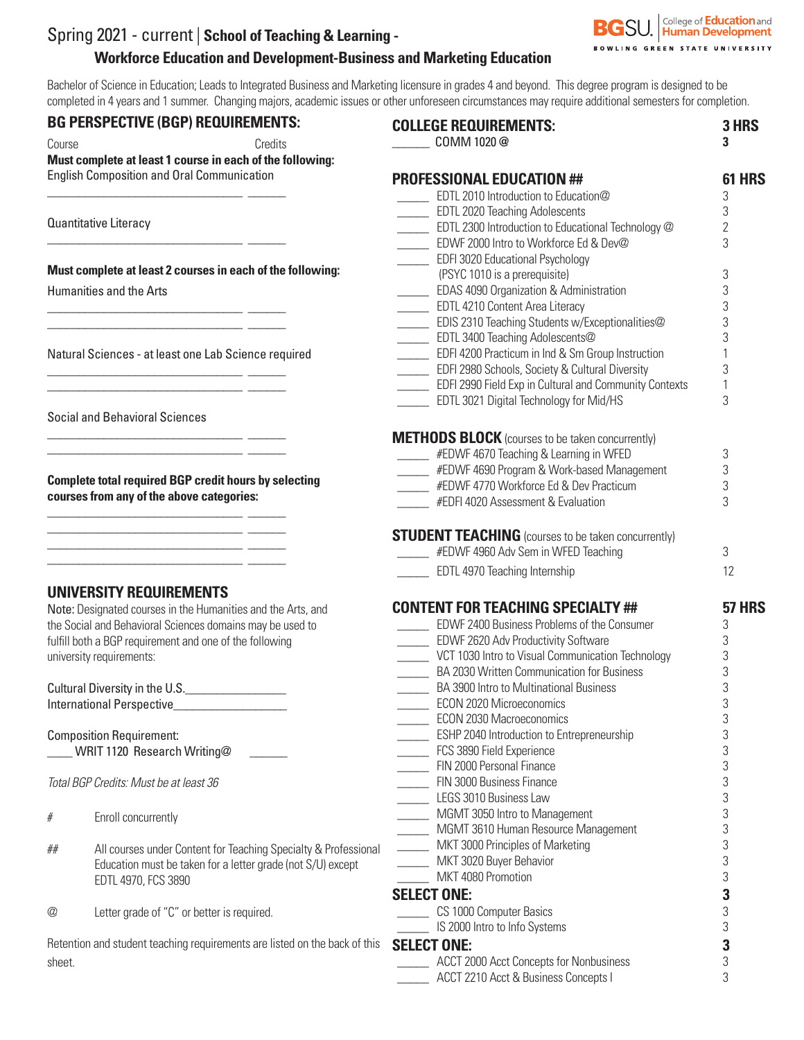# Spring 2021 - current | School of Teaching & Learning - Workforce Education and Development-Business and Marketing Education

BGSU. College of Education and Human Development
BOWLING GREEN STATE UNIVERSITY

Bachelor of Science in Education; Leads to Integrated Business and Marketing licensure in grades 4 and beyond. This degree program is designed to be completed in 4 years and 1 summer. Changing majors, academic issues or other unforeseen circumstances may require additional semesters for completion.

## BG PERSPECTIVE (BGP) REQUIREMENTS:

Course — Credits

**Must complete at least 1 course in each of the following:**

English Composition and Oral Communication

________________________________ ______

Quantitative Literacy

________________________________ ______

**Must complete at least 2 courses in each of the following:**

Humanities and the Arts

________________________________ ______
________________________________ ______

Natural Sciences - at least one Lab Science required

________________________________ ______
________________________________ ______

Social and Behavioral Sciences

________________________________ ______
________________________________ ______

**Complete total required BGP credit hours by selecting courses from any of the above categories:**

________________________________ ______
________________________________ ______
________________________________ ______
________________________________ ______

## UNIVERSITY REQUIREMENTS

Note: Designated courses in the Humanities and the Arts, and the Social and Behavioral Sciences domains may be used to fulfill both a BGP requirement and one of the following university requirements:

Cultural Diversity in the U.S.________________
International Perspective__________________

Composition Requirement:
____ WRIT 1120 Research Writing@ ______

*Total BGP Credits: Must be at least 36*

- # Enroll concurrently
- ## All courses under Content for Teaching Specialty & Professional Education must be taken for a letter grade (not S/U) except EDTL 4970, FCS 3890
- @ Letter grade of "C" or better is required.

Retention and student teaching requirements are listed on the back of this sheet.

## COLLEGE REQUIREMENTS: 3 HRS

| | Course | Hrs |
|---|---|---|
| ______ | COMM 1020 @ | 3 |

## PROFESSIONAL EDUCATION ## 61 HRS

| | Course | Hrs |
|---|---|---|
| ______ | EDTL 2010 Introduction to Education@ | 3 |
| ______ | EDTL 2020 Teaching Adolescents | 3 |
| ______ | EDTL 2300 Introduction to Educational Technology @ | 2 |
| ______ | EDWF 2000 Intro to Workforce Ed & Dev@ | 3 |
| ______ | EDFI 3020 Educational Psychology (PSYC 1010 is a prerequisite) | 3 |
| ______ | EDAS 4090 Organization & Administration | 3 |
| ______ | EDTL 4210 Content Area Literacy | 3 |
| ______ | EDIS 2310 Teaching Students w/Exceptionalities@ | 3 |
| ______ | EDTL 3400 Teaching Adolescents@ | 3 |
| ______ | EDFI 4200 Practicum in Ind & Sm Group Instruction | 1 |
| ______ | EDFI 2980 Schools, Society & Cultural Diversity | 3 |
| ______ | EDFI 2990 Field Exp in Cultural and Community Contexts | 1 |
| ______ | EDTL 3021 Digital Technology for Mid/HS | 3 |

### METHODS BLOCK (courses to be taken concurrently)

| | Course | Hrs |
|---|---|---|
| ______ | #EDWF 4670 Teaching & Learning in WFED | 3 |
| ______ | #EDWF 4690 Program & Work-based Management | 3 |
| ______ | #EDWF 4770 Workforce Ed & Dev Practicum | 3 |
| ______ | #EDFI 4020 Assessment & Evaluation | 3 |

### STUDENT TEACHING (courses to be taken concurrently)

| | Course | Hrs |
|---|---|---|
| ______ | #EDWF 4960 Adv Sem in WFED Teaching | 3 |
| ______ | EDTL 4970 Teaching Internship | 12 |

## CONTENT FOR TEACHING SPECIALTY ## 57 HRS

| | Course | Hrs |
|---|---|---|
| ______ | EDWF 2400 Business Problems of the Consumer | 3 |
| ______ | EDWF 2620 Adv Productivity Software | 3 |
| ______ | VCT 1030 Intro to Visual Communication Technology | 3 |
| ______ | BA 2030 Written Communication for Business | 3 |
| ______ | BA 3900 Intro to Multinational Business | 3 |
| ______ | ECON 2020 Microeconomics | 3 |
| ______ | ECON 2030 Macroeconomics | 3 |
| ______ | ESHP 2040 Introduction to Entrepreneurship | 3 |
| ______ | FCS 3890 Field Experience | 3 |
| ______ | FIN 2000 Personal Finance | 3 |
| ______ | FIN 3000 Business Finance | 3 |
| ______ | LEGS 3010 Business Law | 3 |
| ______ | MGMT 3050 Intro to Management | 3 |
| ______ | MGMT 3610 Human Resource Management | 3 |
| ______ | MKT 3000 Principles of Marketing | 3 |
| ______ | MKT 3020 Buyer Behavior | 3 |
| ______ | MKT 4080 Promotion | 3 |

### SELECT ONE: 3

| | Course | Hrs |
|---|---|---|
| ______ | CS 1000 Computer Basics | 3 |
| ______ | IS 2000 Intro to Info Systems | 3 |

### SELECT ONE: 3

| | Course | Hrs |
|---|---|---|
| ______ | ACCT 2000 Acct Concepts for Nonbusiness | 3 |
| ______ | ACCT 2210 Acct & Business Concepts I | 3 |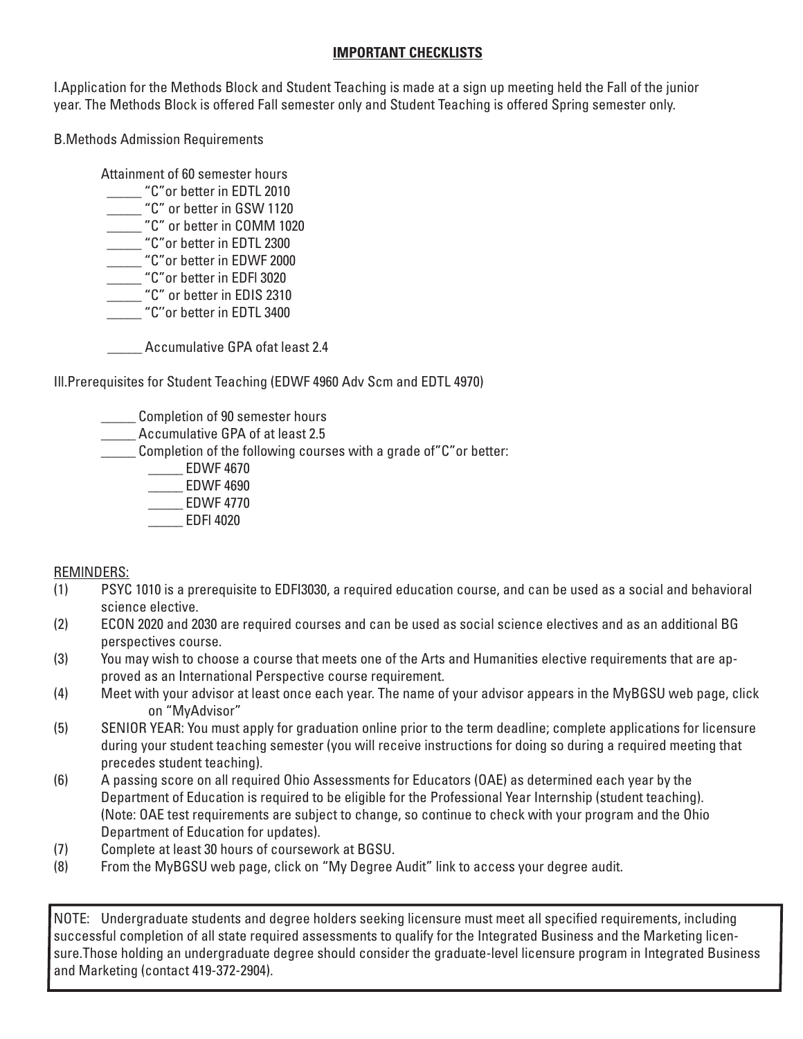## IMPORTANT CHECKLISTS

I.Application for the Methods Block and Student Teaching is made at a sign up meeting held the Fall of the junior year. The Methods Block is offered Fall semester only and Student Teaching is offered Spring semester only.

B.Methods Admission Requirements

Attainment of 60 semester hours

- _____ "C"or better in EDTL 2010
- _____ "C" or better in GSW 1120
- _____ "C" or better in COMM 1020
- _____ "C"or better in EDTL 2300
- _____ "C"or better in EDWF 2000
- _____ "C"or better in EDFI 3020
- _____ "C" or better in EDIS 2310
- _____ "C"or better in EDTL 3400

_____ Accumulative GPA ofat least 2.4

III.Prerequisites for Student Teaching (EDWF 4960 Adv Scm and EDTL 4970)

- _____ Completion of 90 semester hours
- _____ Accumulative GPA of at least 2.5
- _____ Completion of the following courses with a grade of"C"or better:
  - _____ EDWF 4670
  - _____ EDWF 4690
  - _____ EDWF 4770
  - _____ EDFI 4020

REMINDERS:

(1) PSYC 1010 is a prerequisite to EDFI3030, a required education course, and can be used as a social and behavioral science elective.

(2) ECON 2020 and 2030 are required courses and can be used as social science electives and as an additional BG perspectives course.

(3) You may wish to choose a course that meets one of the Arts and Humanities elective requirements that are approved as an International Perspective course requirement.

(4) Meet with your advisor at least once each year. The name of your advisor appears in the MyBGSU web page, click on "MyAdvisor"

(5) SENIOR YEAR: You must apply for graduation online prior to the term deadline; complete applications for licensure during your student teaching semester (you will receive instructions for doing so during a required meeting that precedes student teaching).

(6) A passing score on all required Ohio Assessments for Educators (OAE) as determined each year by the Department of Education is required to be eligible for the Professional Year Internship (student teaching). (Note: OAE test requirements are subject to change, so continue to check with your program and the Ohio Department of Education for updates).

(7) Complete at least 30 hours of coursework at BGSU.

(8) From the MyBGSU web page, click on "My Degree Audit" link to access your degree audit.

NOTE: Undergraduate students and degree holders seeking licensure must meet all specified requirements, including successful completion of all state required assessments to qualify for the Integrated Business and the Marketing licensure.Those holding an undergraduate degree should consider the graduate-level licensure program in Integrated Business and Marketing (contact 419-372-2904).